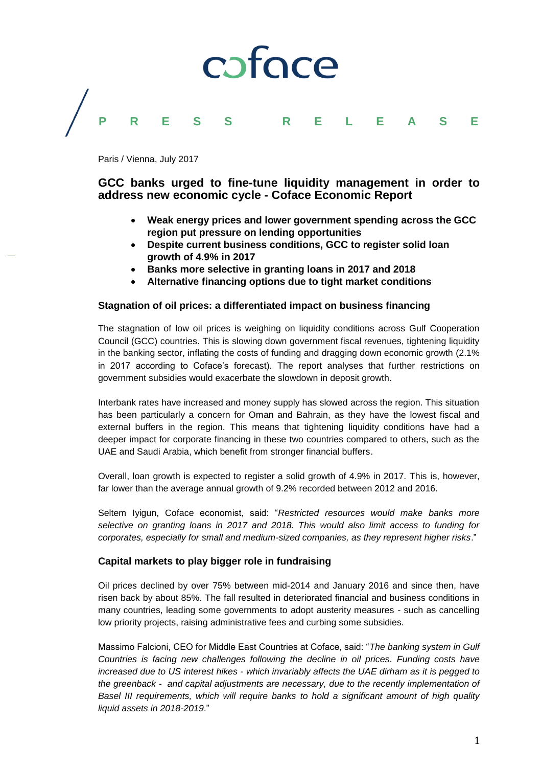coface

PRESS RELEASE

Paris / Vienna, July 2017

## GCC banks urged to fine-tune liquidity management in order to address new economic cycle - Coface Economic Report

- **Weak energy prices and lower government spending across the GCC region put pressure on lending opportunities**
- **Despite current business conditions, GCC to register solid loan growth of 4.9% in 2017**
- **Banks more selective in granting loans in 2017 and 2018**
- **Alternative financing options due to tight market conditions**

### Stagnation of oil prices: a differentiated impact on business financing

The stagnation of low oil prices is weighing on liquidity conditions across Gulf Cooperation Council (GCC) countries. This is slowing down government fiscal revenues, tightening liquidity in the banking sector, inflating the costs of funding and dragging down economic growth (2.1% in 2017 according to Coface's forecast). The report analyses that further restrictions on government subsidies would exacerbate the slowdown in deposit growth.

Interbank rates have increased and money supply has slowed across the region. This situation has been particularly a concern for Oman and Bahrain, as they have the lowest fiscal and external buffers in the region. This means that tightening liquidity conditions have had a deeper impact for corporate financing in these two countries compared to others, such as the UAE and Saudi Arabia, which benefit from stronger financial buffers.

Overall, loan growth is expected to register a solid growth of 4.9% in 2017. This is, however, far lower than the average annual growth of 9.2% recorded between 2012 and 2016.

Seltem Iyigun, Coface economist, said: "*Restricted resources would make banks more selective on granting loans in 2017 and 2018. This would also limit access to funding for corporates, especially for small and medium-sized companies, as they represent higher risks*."

### Capital markets to play bigger role in fundraising

Oil prices declined by over 75% between mid-2014 and January 2016 and since then, have risen back by about 85%. The fall resulted in deteriorated financial and business conditions in many countries, leading some governments to adopt austerity measures - such as cancelling low priority projects, raising administrative fees and curbing some subsidies.

Massimo Falcioni, CEO for Middle East Countries at Coface, said: "*The banking system in Gulf Countries is facing new challenges following the decline in oil prices. Funding costs have increased due to US interest hikes - which invariably affects the UAE dirham as it is pegged to the greenback - and capital adjustments are necessary, due to the recently implementation of Basel III requirements, which will require banks to hold a significant amount of high quality liquid assets in 2018-2019*."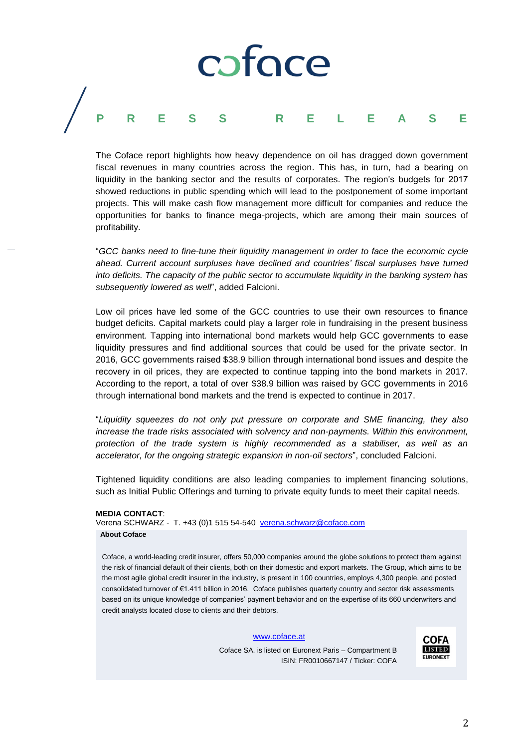PRESS RELEASE

The Coface report highlights how heavy dependence on oil has dragged down government fiscal revenues in many countries across the region. This has, in turn, had a bearing on liquidity in the banking sector and the results of corporates. The region's budgets for 2017 showed reductions in public spending which will lead to the postponement of some important projects. This will make cash flow management more difficult for companies and reduce the opportunities for banks to finance mega-projects, which are among their main sources of profitability.

"*GCC banks need to fine-tune their liquidity management in order to face the economic cycle ahead. Current account surpluses have declined and countries' fiscal surpluses have turned into deficits. The capacity of the public sector to accumulate liquidity in the banking system has subsequently lowered as well*", added Falcioni.

Low oil prices have led some of the GCC countries to use their own resources to finance budget deficits. Capital markets could play a larger role in fundraising in the present business environment. Tapping into international bond markets would help GCC governments to ease liquidity pressures and find additional sources that could be used for the private sector. In 2016, GCC governments raised $38.9 billion through international bond issues and despite the recovery in oil prices, they are expected to continue tapping into the bond markets in 2017. According to the report, a total of over $38.9 billion was raised by GCC governments in 2016 through international bond markets and the trend is expected to continue in 2017.

"*Liquidity squeezes do not only put pressure on corporate and SME financing, they also increase the trade risks associated with solvency and non-payments. Within this environment, protection of the trade system is highly recommended as a stabiliser, as well as an accelerator, for the ongoing strategic expansion in non-oil sectors*", concluded Falcioni.

Tightened liquidity conditions are also leading companies to implement financing solutions, such as Initial Public Offerings and turning to private equity funds to meet their capital needs.

**MEDIA CONTACT**:
Verena SCHWARZ - T. +43 (0)1 515 54-540 verena.schwarz@coface.com

**About Coface**

Coface, a world-leading credit insurer, offers 50,000 companies around the globe solutions to protect them against the risk of financial default of their clients, both on their domestic and export markets. The Group, which aims to be the most agile global credit insurer in the industry, is present in 100 countries, employs 4,300 people, and posted consolidated turnover of €1.411 billion in 2016. Coface publishes quarterly country and sector risk assessments based on its unique knowledge of companies' payment behavior and on the expertise of its 660 underwriters and credit analysts located close to clients and their debtors.

www.coface.at

Coface SA. is listed on Euronext Paris – Compartment B
ISIN: FR0010667147 / Ticker: COFA

COFA LISTED EURONEXT